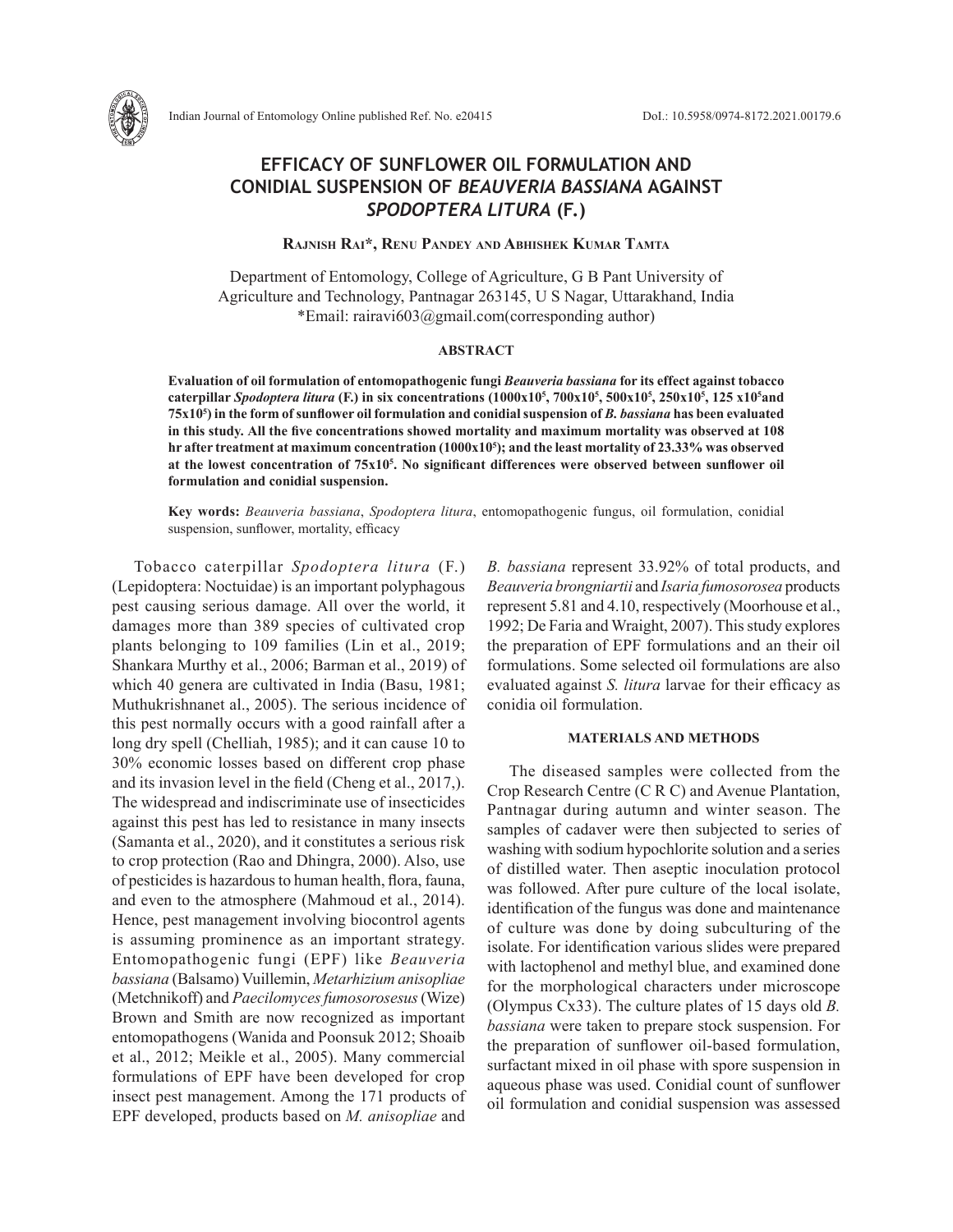# EFFICACY OF SUNFLOWER OIL FORMULATION AND CONIDIAL SUSPENSION OF *BEAUVERIA BASSIANA* AGAINST *SPODOPTERA LITURA* (F.)

**Rajnish Rai\*, Renu Pandey and Abhishek Kumar Tamta**

Department of Entomology, College of Agriculture, G B Pant University of Agriculture and Technology, Pantnagar 263145, U S Nagar, Uttarakhand, India
\*Email: rairavi603@gmail.com(corresponding author)

### ABSTRACT

**Evaluation of oil formulation of entomopathogenic fungi *Beauveria bassiana* for its effect against tobacco caterpillar *Spodoptera litura* (F.) in six concentrations ($1000x10^5$, $700x10^5$, $500x10^5$, $250x10^5$, $125\ x10^5$and $75x10^5$) in the form of sunflower oil formulation and conidial suspension of *B. bassiana* has been evaluated in this study. All the five concentrations showed mortality and maximum mortality was observed at 108 hr after treatment at maximum concentration ($1000x10^5$); and the least mortality of 23.33% was observed at the lowest concentration of $75x10^5$. No significant differences were observed between sunflower oil formulation and conidial suspension.**

**Key words:** *Beauveria bassiana*, *Spodoptera litura*, entomopathogenic fungus, oil formulation, conidial suspension, sunflower, mortality, efficacy

Tobacco caterpillar *Spodoptera litura* (F.) (Lepidoptera: Noctuidae) is an important polyphagous pest causing serious damage. All over the world, it damages more than 389 species of cultivated crop plants belonging to 109 families (Lin et al., 2019; Shankara Murthy et al., 2006; Barman et al., 2019) of which 40 genera are cultivated in India (Basu, 1981; Muthukrishnanet al., 2005). The serious incidence of this pest normally occurs with a good rainfall after a long dry spell (Chelliah, 1985); and it can cause 10 to 30% economic losses based on different crop phase and its invasion level in the field (Cheng et al., 2017,). The widespread and indiscriminate use of insecticides against this pest has led to resistance in many insects (Samanta et al., 2020), and it constitutes a serious risk to crop protection (Rao and Dhingra, 2000). Also, use of pesticides is hazardous to human health, flora, fauna, and even to the atmosphere (Mahmoud et al., 2014). Hence, pest management involving biocontrol agents is assuming prominence as an important strategy. Entomopathogenic fungi (EPF) like *Beauveria bassiana* (Balsamo) Vuillemin, *Metarhizium anisopliae* (Metchnikoff) and *Paecilomyces fumosorosesus* (Wize) Brown and Smith are now recognized as important entomopathogens (Wanida and Poonsuk 2012; Shoaib et al., 2012; Meikle et al., 2005). Many commercial formulations of EPF have been developed for crop insect pest management. Among the 171 products of EPF developed, products based on *M. anisopliae* and *B. bassiana* represent 33.92% of total products, and *Beauveria brongniartii* and *Isaria fumosorosea* products represent 5.81 and 4.10, respectively (Moorhouse et al., 1992; De Faria and Wraight, 2007). This study explores the preparation of EPF formulations and an their oil formulations. Some selected oil formulations are also evaluated against *S. litura* larvae for their efficacy as conidia oil formulation.

## MATERIALS AND METHODS

The diseased samples were collected from the Crop Research Centre (C R C) and Avenue Plantation, Pantnagar during autumn and winter season. The samples of cadaver were then subjected to series of washing with sodium hypochlorite solution and a series of distilled water. Then aseptic inoculation protocol was followed. After pure culture of the local isolate, identification of the fungus was done and maintenance of culture was done by doing subculturing of the isolate. For identification various slides were prepared with lactophenol and methyl blue, and examined done for the morphological characters under microscope (Olympus Cx33). The culture plates of 15 days old *B. bassiana* were taken to prepare stock suspension. For the preparation of sunflower oil-based formulation, surfactant mixed in oil phase with spore suspension in aqueous phase was used. Conidial count of sunflower oil formulation and conidial suspension was assessed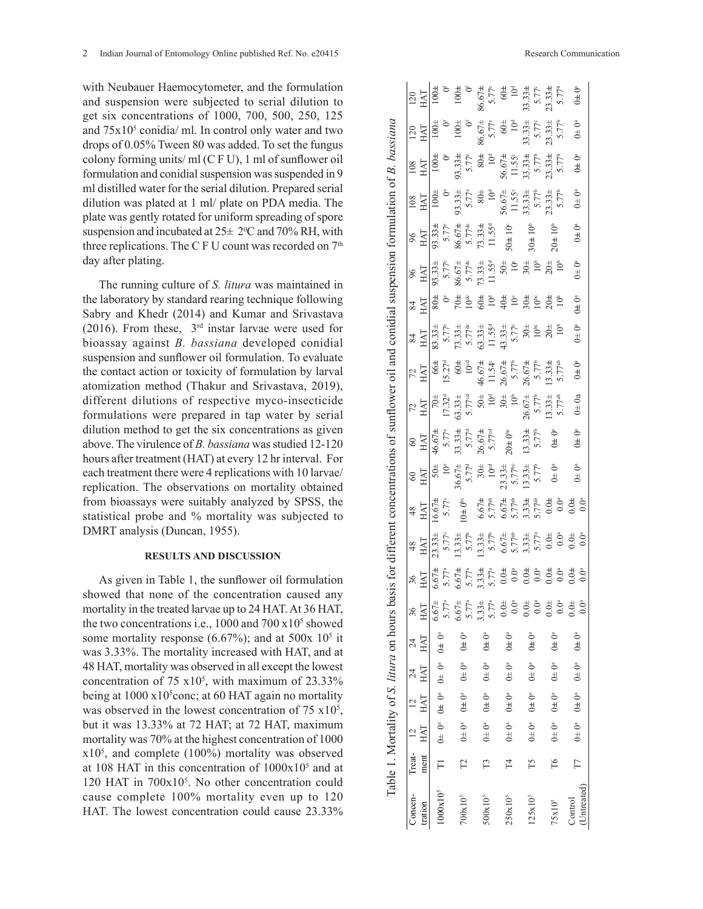with Neubauer Haemocytometer, and the formulation and suspension were subjected to serial dilution to get six concentrations of 1000, 700, 500, 250, 125 and 75x10[5] conidia/ ml. In control only water and two drops of 0.05% Tween 80 was added. To set the fungus colony forming units/ ml (C F U), 1 ml of sunflower oil formulation and conidial suspension was suspended in 9 ml distilled water for the serial dilution. Prepared serial dilution was plated at 1 ml/ plate on PDA media. The plate was gently rotated for uniform spreading of spore suspension and incubated at 25± 2⁰C and 70% RH, with three replications. The C F U count was recorded on 7[th] day after plating.

The running culture of *S. litura* was maintained in the laboratory by standard rearing technique following Sabry and Khedr (2014) and Kumar and Srivastava (2016). From these, 3[rd] instar larvae were used for bioassay against *B. bassiana* developed conidial suspension and sunflower oil formulation. To evaluate the contact action or toxicity of formulation by larval atomization method (Thakur and Srivastava, 2019), different dilutions of respective myco-insecticide formulations were prepared in tap water by serial dilution method to get the six concentrations as given above. The virulence of *B. bassiana* was studied 12-120 hours after treatment (HAT) at every 12 hr interval. For each treatment there were 4 replications with 10 larvae/ replication. The observations on mortality obtained from bioassays were suitably analyzed by SPSS, the statistical probe and % mortality was subjected to DMRT analysis (Duncan, 1955).

## RESULTS AND DISCUSSION

As given in Table 1, the sunflower oil formulation showed that none of the concentration caused any mortality in the treated larvae up to 24 HAT. At 36 HAT, the two concentrations i.e., 1000 and 700 x10[5] showed some mortality response (6.67%); and at 500x 10[5] it was 3.33%. The mortality increased with HAT, and at 48 HAT, mortality was observed in all except the lowest concentration of 75 x10[5], with maximum of 23.33% being at 1000 x10[5]conc; at 60 HAT again no mortality was observed in the lowest concentration of 75 x10[5], but it was 13.33% at 72 HAT; at 72 HAT, maximum mortality was 70% at the highest concentration of 1000 x10[5], and complete (100%) mortality was observed at 108 HAT in this concentration of 1000x10[5] and at 120 HAT in 700x10[5]. No other concentration could cause complete 100% mortality even up to 120 HAT. The lowest concentration could cause 23.33%

Table 1. Mortality of *S. litura* on hours basis for different concentrations of sunflower oil and conidial suspension formulation of *B. bassiana*

| Concentration | Treatment | 12 HAT | 12 HAT | 24 HAT | 24 HAT | 36 HAT | 36 HAT | 48 HAT | 48 HAT | 60 HAT | 60 HAT | 72 HAT | 72 HAT | 84 HAT | 84 HAT | 96 HAT | 96 HAT | 108 HAT | 108 HAT | 120 HAT | 120 HAT |
|---|---|---|---|---|---|---|---|---|---|---|---|---|---|---|---|---|---|---|---|---|---|
| 1000x10[5] | T1 | 0± 0[a] | 0± 0[a] | 0± 0[a] | 0± 0[a] | 6.67± 5.77[a] | 6.67± 5.77[a] | 23.33± 5.77[c] | 16.67± 5.77[c] | 50± 10[e] | 46.67± 5.77[e] | 70± 17.32[d] | 66± 15.27[d] | 83.33± 5.77[e] | 80± 0[e] | 93.33± 5.77[e] | 93.33± 5.77[e] | 100± 0[e] | 100± 0[e] | 100± 0[f] | 100± 0[f] |
| 700x10[5] | T2 | 0± 0[a] | 0± 0[a] | 0± 0[a] | 0± 0[a] | 6.67± 5.77[a] | 6.67± 5.77[a] | 13.33± 5.77[b] | 10± 0[bc] | 36.67± 5.77[d] | 33.33± 5.77[d] | 63.33± 5.77[cd] | 60± 10[cd] | 73.33± 5.77[de] | 70± 10[de] | 86.67± 5.77[de] | 86.67± 5.77[de] | 93.33± 5.77[e] | 93.33± 5.77[e] | 100± 0[f] | 100± 0[f] |
| 500x10[5] | T3 | 0± 0[a] | 0± 0[a] | 0± 0[a] | 0± 0[a] | 3.33± 5.77[a] | 3.33± 5.77[a] | 13.33± 5.77[b] | 6.67± 5.77[ab] | 30± 10[cd] | 26.67± 5.77[cd] | 50± 10[d] | 46.67± 11.54[c] | 63.33± 11.55[d] | 60± 10[d] | 73.33± 11.55[d] | 73.33± 11.55[d] | 80± 10[d] | 80± 10[d] | 86.67± 5.77[e] | 86.67± 5.77[e] |
| 250x10[5] | T4 | 0± 0[a] | 0± 0[a] | 0± 0[a] | 0± 0[a] | 0.0± 0.0[a] | 0.0± 0.0[a] | 6.67± 5.77[ab] | 6.67± 5.77[ab] | 23.33± 5.77[bc] | 20± 0[bc] | 30± 10[b] | 26.67± 5.77[b] | 43.33± 5.77[c] | 40± 10[c] | 50± 10[c] | 50± 10[c] | 56.67± 11.55[c] | 56.67± 11.55[c] | 60± 10[d] | 60± 10[d] |
| 125x10[5] | T5 | 0± 0[a] | 0± 0[a] | 0± 0[a] | 0± 0[a] | 0.0± 0.0[a] | 0.0± 0.0[a] | 3.33± 5.77[a] | 3.33± 5.77[ab] | 13.33± 5.77[b] | 13.33± 5.77[b] | 26.67± 5.77[b] | 26.67± 5.77[b] | 30± 10[b] | 30± 10[bc] | 30± 10[b] | 30± 10[b] | 33.33± 5.77[b] | 33.33± 5.77[b] | 33.33± 5.77[c] | 33.33± 5.77[c] |
| 75x10[5] | T6 | 0± 0[a] | 0± 0[a] | 0± 0[a] | 0± 0[a] | 0.0± 0.0[a] | 0.0± 0.0[a] | 0.0± 0.0[a] | 0.0± 0.0[a] | 0± 0[a] | 0± 0[a] | 13.33± 5.77[ab] | 13.33± 5.77[ab] | 20± 10[b] | 20± 10[b] | 20± 10[b] | 20± 10[b] | 23.33± 5.77[b] | 23.33± 5.77[b] | 23.33± 5.77[b] | 23.33± 5.77[b] |
| Control (Untreated) | T7 | 0± 0[a] | 0± 0[a] | 0± 0[a] | 0± 0[a] | 0.0± 0.0[a] | 0.0± 0.0[a] | 0.0± 0.0[a] | 0.0± 0.0[a] | 0± 0[a] | 0± 0[a] | 0± 0a | 0± 0[a] | 0± 0[b] | 0± 0[a] | 0± 0[a] | 0± 0[a] | 0± 0[a] | 0± 0[a] | 0± 0[a] | 0± 0[a] |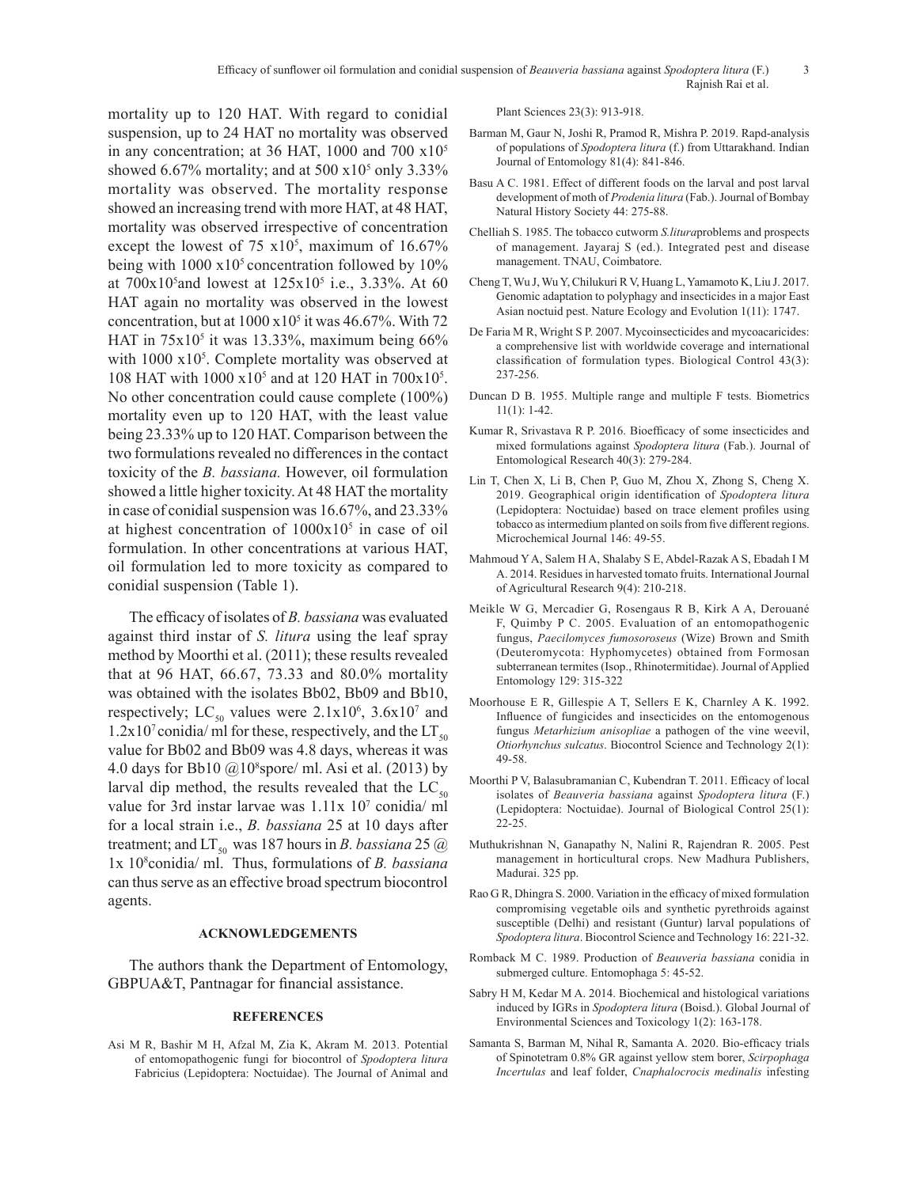mortality up to 120 HAT. With regard to conidial suspension, up to 24 HAT no mortality was observed in any concentration; at 36 HAT, 1000 and 700 x$10^5$ showed 6.67% mortality; and at 500 x$10^5$ only 3.33% mortality was observed. The mortality response showed an increasing trend with more HAT, at 48 HAT, mortality was observed irrespective of concentration except the lowest of 75 x$10^5$, maximum of 16.67% being with 1000 x$10^5$ concentration followed by 10% at 700x$10^5$and lowest at 125x$10^5$ i.e., 3.33%. At 60 HAT again no mortality was observed in the lowest concentration, but at 1000 x$10^5$ it was 46.67%. With 72 HAT in 75x$10^5$ it was 13.33%, maximum being 66% with 1000 x$10^5$. Complete mortality was observed at 108 HAT with 1000 x$10^5$ and at 120 HAT in 700x$10^5$. No other concentration could cause complete (100%) mortality even up to 120 HAT, with the least value being 23.33% up to 120 HAT. Comparison between the two formulations revealed no differences in the contact toxicity of the *B. bassiana.* However, oil formulation showed a little higher toxicity. At 48 HAT the mortality in case of conidial suspension was 16.67%, and 23.33% at highest concentration of 1000x$10^5$ in case of oil formulation. In other concentrations at various HAT, oil formulation led to more toxicity as compared to conidial suspension (Table 1).

The efficacy of isolates of *B. bassiana* was evaluated against third instar of *S. litura* using the leaf spray method by Moorthi et al. (2011); these results revealed that at 96 HAT, 66.67, 73.33 and 80.0% mortality was obtained with the isolates Bb02, Bb09 and Bb10, respectively; $LC_{50}$ values were 2.1x$10^6$, 3.6x$10^7$ and 1.2x$10^7$ conidia/ ml for these, respectively, and the $LT_{50}$ value for Bb02 and Bb09 was 4.8 days, whereas it was 4.0 days for Bb10 @$10^8$spore/ ml. Asi et al. (2013) by larval dip method, the results revealed that the $LC_{50}$ value for 3rd instar larvae was 1.11x $10^7$ conidia/ ml for a local strain i.e., *B. bassiana* 25 at 10 days after treatment; and $LT_{50}$ was 187 hours in *B. bassiana* 25 @ 1x $10^8$conidia/ ml. Thus, formulations of *B. bassiana* can thus serve as an effective broad spectrum biocontrol agents.

## ACKNOWLEDGEMENTS

The authors thank the Department of Entomology, GBPUA&T, Pantnagar for financial assistance.

## REFERENCES

Asi M R, Bashir M H, Afzal M, Zia K, Akram M. 2013. Potential of entomopathogenic fungi for biocontrol of *Spodoptera litura* Fabricius (Lepidoptera: Noctuidae). The Journal of Animal and Plant Sciences 23(3): 913-918.

Barman M, Gaur N, Joshi R, Pramod R, Mishra P. 2019. Rapd-analysis of populations of *Spodoptera litura* (f.) from Uttarakhand. Indian Journal of Entomology 81(4): 841-846.

Basu A C. 1981. Effect of different foods on the larval and post larval development of moth of *Prodenia litura* (Fab.). Journal of Bombay Natural History Society 44: 275-88.

Chelliah S. 1985. The tobacco cutworm *S.litura*problems and prospects of management. Jayaraj S (ed.). Integrated pest and disease management. TNAU, Coimbatore.

Cheng T, Wu J, Wu Y, Chilukuri R V, Huang L, Yamamoto K, Liu J. 2017. Genomic adaptation to polyphagy and insecticides in a major East Asian noctuid pest. Nature Ecology and Evolution 1(11): 1747.

De Faria M R, Wright S P. 2007. Mycoinsecticides and mycoacaricides: a comprehensive list with worldwide coverage and international classification of formulation types. Biological Control 43(3): 237-256.

Duncan D B. 1955. Multiple range and multiple F tests. Biometrics 11(1): 1-42.

Kumar R, Srivastava R P. 2016. Bioefficacy of some insecticides and mixed formulations against *Spodoptera litura* (Fab.). Journal of Entomological Research 40(3): 279-284.

Lin T, Chen X, Li B, Chen P, Guo M, Zhou X, Zhong S, Cheng X. 2019. Geographical origin identification of *Spodoptera litura* (Lepidoptera: Noctuidae) based on trace element profiles using tobacco as intermedium planted on soils from five different regions. Microchemical Journal 146: 49-55.

Mahmoud Y A, Salem H A, Shalaby S E, Abdel-Razak A S, Ebadah I M A. 2014. Residues in harvested tomato fruits. International Journal of Agricultural Research 9(4): 210-218.

Meikle W G, Mercadier G, Rosengaus R B, Kirk A A, Derouané F, Quimby P C. 2005. Evaluation of an entomopathogenic fungus, *Paecilomyces fumosoroseus* (Wize) Brown and Smith (Deuteromycota: Hyphomycetes) obtained from Formosan subterranean termites (Isop., Rhinotermitidae). Journal of Applied Entomology 129: 315-322

Moorhouse E R, Gillespie A T, Sellers E K, Charnley A K. 1992. Influence of fungicides and insecticides on the entomogenous fungus *Metarhizium anisopliae* a pathogen of the vine weevil, *Otiorhynchus sulcatus*. Biocontrol Science and Technology 2(1): 49-58.

Moorthi P V, Balasubramanian C, Kubendran T. 2011. Efficacy of local isolates of *Beauveria bassiana* against *Spodoptera litura* (F.) (Lepidoptera: Noctuidae). Journal of Biological Control 25(1): 22-25.

Muthukrishnan N, Ganapathy N, Nalini R, Rajendran R. 2005. Pest management in horticultural crops. New Madhura Publishers, Madurai. 325 pp.

Rao G R, Dhingra S. 2000. Variation in the efficacy of mixed formulation compromising vegetable oils and synthetic pyrethroids against susceptible (Delhi) and resistant (Guntur) larval populations of *Spodoptera litura*. Biocontrol Science and Technology 16: 221-32.

Romback M C. 1989. Production of *Beauveria bassiana* conidia in submerged culture. Entomophaga 5: 45-52.

Sabry H M, Kedar M A. 2014. Biochemical and histological variations induced by IGRs in *Spodoptera litura* (Boisd.). Global Journal of Environmental Sciences and Toxicology 1(2): 163-178.

Samanta S, Barman M, Nihal R, Samanta A. 2020. Bio-efficacy trials of Spinotetram 0.8% GR against yellow stem borer, *Scirpophaga Incertulas* and leaf folder, *Cnaphalocrocis medinalis* infesting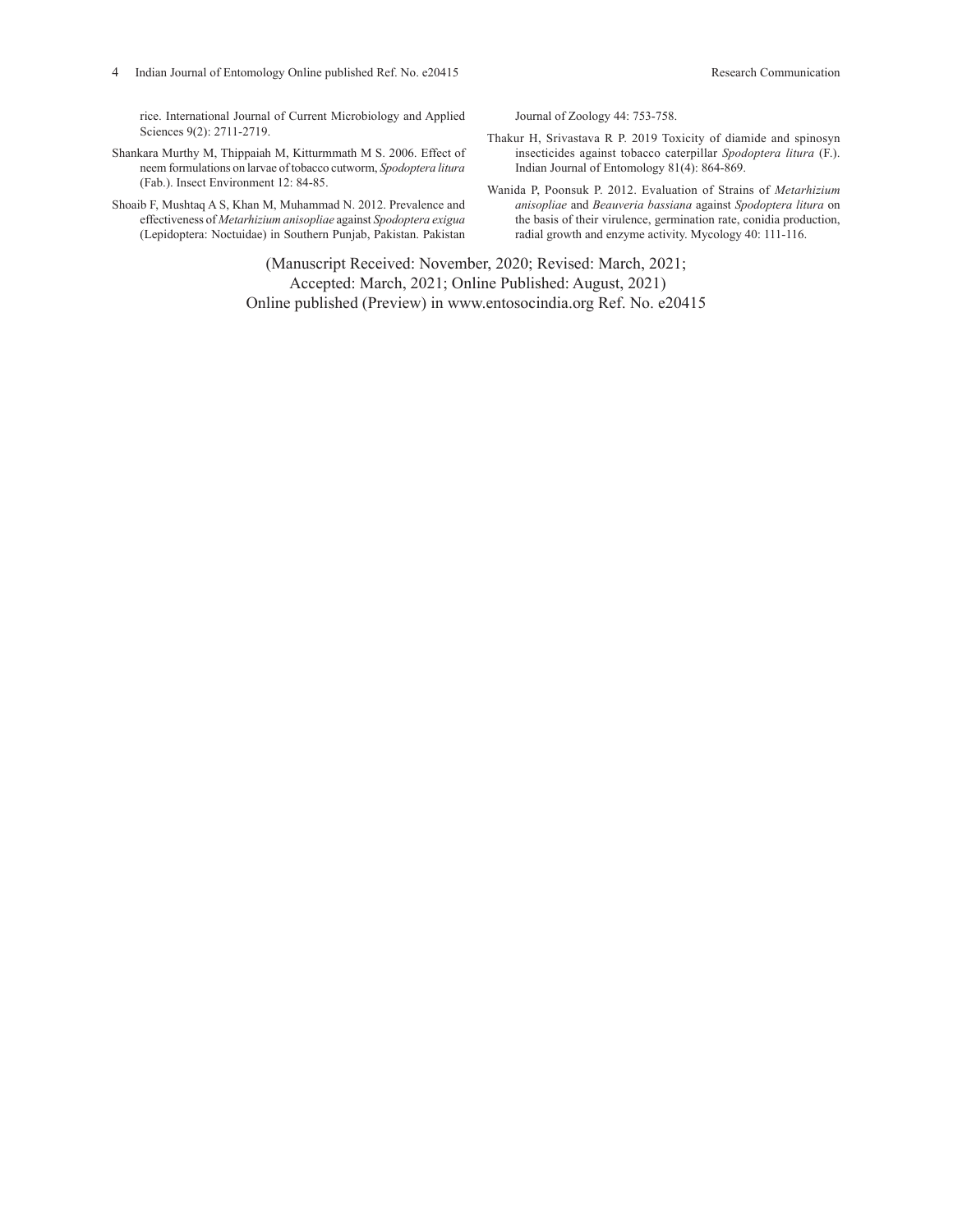rice. International Journal of Current Microbiology and Applied Sciences 9(2): 2711-2719.

Shankara Murthy M, Thippaiah M, Kitturmmath M S. 2006. Effect of neem formulations on larvae of tobacco cutworm, *Spodoptera litura* (Fab.). Insect Environment 12: 84-85.

Shoaib F, Mushtaq A S, Khan M, Muhammad N. 2012. Prevalence and effectiveness of *Metarhizium anisopliae* against *Spodoptera exigua* (Lepidoptera: Noctuidae) in Southern Punjab, Pakistan. Pakistan Journal of Zoology 44: 753-758.

Thakur H, Srivastava R P. 2019 Toxicity of diamide and spinosyn insecticides against tobacco caterpillar *Spodoptera litura* (F.). Indian Journal of Entomology 81(4): 864-869.

Wanida P, Poonsuk P. 2012. Evaluation of Strains of *Metarhizium anisopliae* and *Beauveria bassiana* against *Spodoptera litura* on the basis of their virulence, germination rate, conidia production, radial growth and enzyme activity. Mycology 40: 111-116.

(Manuscript Received: November, 2020; Revised: March, 2021; Accepted: March, 2021; Online Published: August, 2021)
Online published (Preview) in www.entosocindia.org Ref. No. e20415